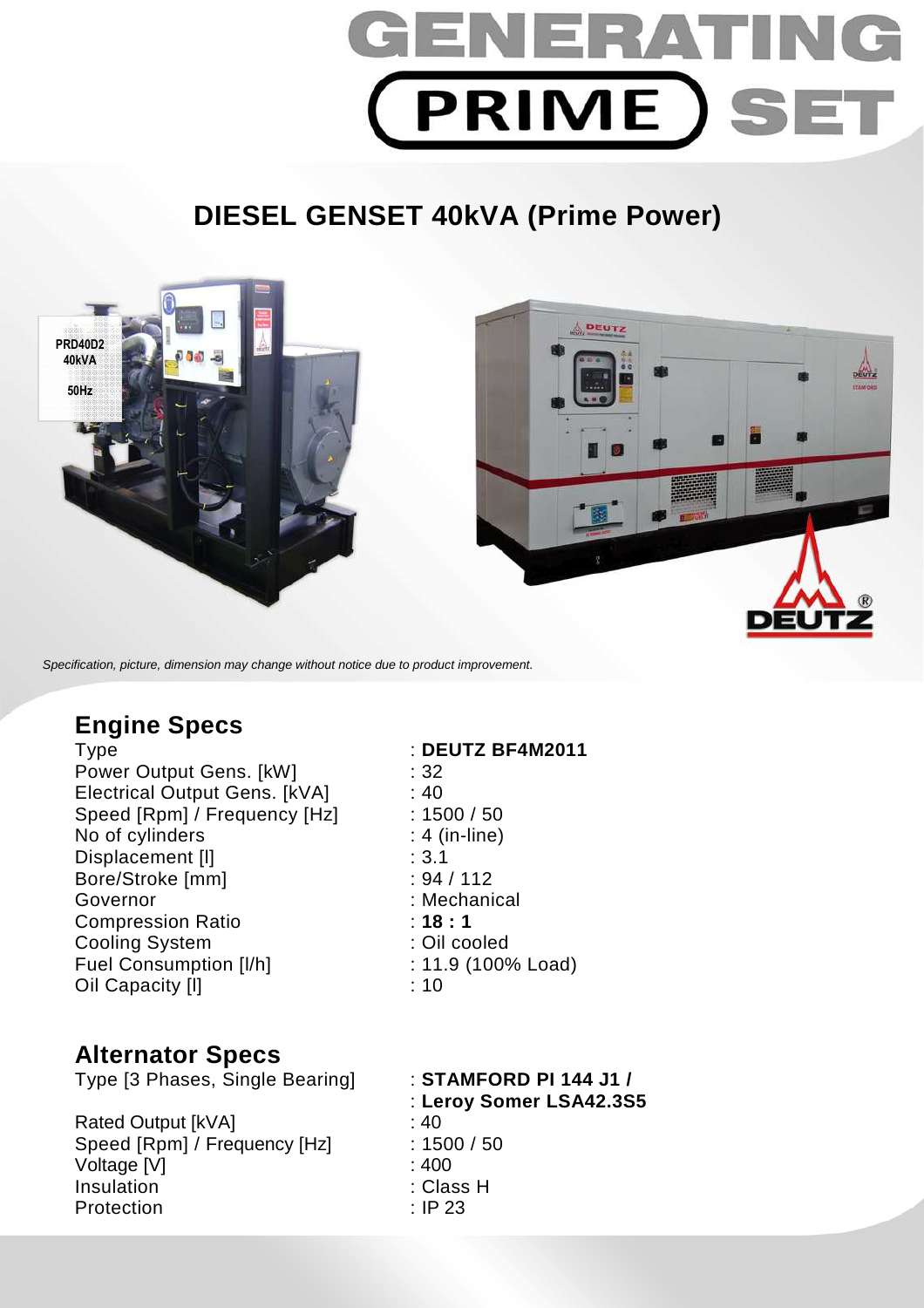# GENERATING PRIME SET

## DIESEL GENSET 40kVA (Prime Power)

*Specification, picture, dimension may change without notice due to product improvement.*

## Engine Specs

| | |
|---|---|
| Type | : **DEUTZ BF4M2011** |
| Power Output Gens. [kW] | : 32 |
| Electrical Output Gens. [kVA] | : 40 |
| Speed [Rpm] / Frequency [Hz] | : 1500 / 50 |
| No of cylinders | : 4 (in-line) |
| Displacement [l] | : 3.1 |
| Bore/Stroke [mm] | : 94 / 112 |
| Governor | : Mechanical |
| Compression Ratio | : **18 : 1** |
| Cooling System | : Oil cooled |
| Fuel Consumption [l/h] | : 11.9 (100% Load) |
| Oil Capacity [l] | : 10 |

## Alternator Specs

| | |
|---|---|
| Type [3 Phases, Single Bearing] | : **STAMFORD PI 144 J1 /** <br> : **Leroy Somer LSA42.3S5** |
| Rated Output [kVA] | : 40 |
| Speed [Rpm] / Frequency [Hz] | : 1500 / 50 |
| Voltage [V] | : 400 |
| Insulation | : Class H |
| Protection | : IP 23 |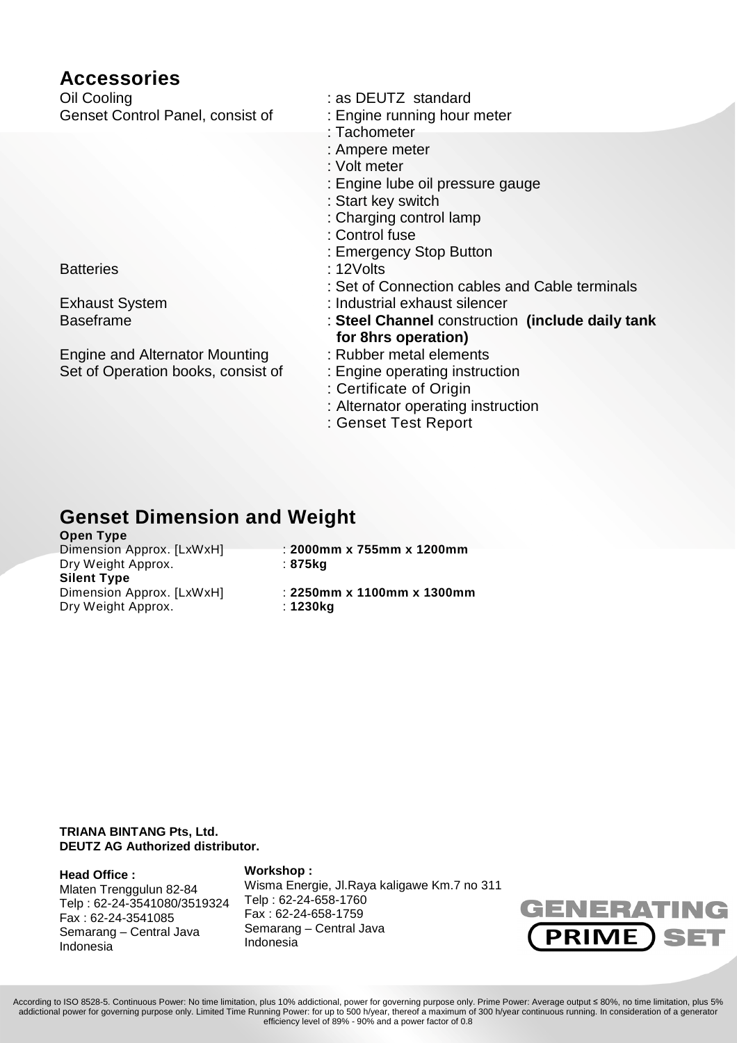## Accessories

| | |
|---|---|
| Oil Cooling | : as DEUTZ standard |
| Genset Control Panel, consist of | : Engine running hour meter |
| | : Tachometer |
| | : Ampere meter |
| | : Volt meter |
| | : Engine lube oil pressure gauge |
| | : Start key switch |
| | : Charging control lamp |
| | : Control fuse |
| | : Emergency Stop Button |
| Batteries | : 12Volts |
| | : Set of Connection cables and Cable terminals |
| Exhaust System | : Industrial exhaust silencer |
| Baseframe | : **Steel Channel** construction **(include daily tank for 8hrs operation)** |
| Engine and Alternator Mounting | : Rubber metal elements |
| Set of Operation books, consist of | : Engine operating instruction |
| | : Certificate of Origin |
| | : Alternator operating instruction |
| | : Genset Test Report |

## Genset Dimension and Weight

**Open Type**

| | |
|---|---|
| Dimension Approx. [LxWxH] | : **2000mm x 755mm x 1200mm** |
| Dry Weight Approx. | : **875kg** |

**Silent Type**

| | |
|---|---|
| Dimension Approx. [LxWxH] | : **2250mm x 1100mm x 1300mm** |
| Dry Weight Approx. | : **1230kg** |

**TRIANA BINTANG Pts, Ltd.**
**DEUTZ AG Authorized distributor.**

**Head Office :**
Mlaten Trenggulun 82-84
Telp : 62-24-3541080/3519324
Fax : 62-24-3541085
Semarang – Central Java
Indonesia

**Workshop :**
Wisma Energie, Jl.Raya kaligawe Km.7 no 311
Telp : 62-24-658-1760
Fax : 62-24-658-1759
Semarang – Central Java
Indonesia

GENERATING PRIME SET

According to ISO 8528-5. Continuous Power: No time limitation, plus 10% addictional, power for governing purpose only. Prime Power: Average output ≤ 80%, no time limitation, plus 5% addictional power for governing purpose only. Limited Time Running Power: for up to 500 h/year, thereof a maximum of 300 h/year continuous running. In consideration of a generator efficiency level of 89% - 90% and a power factor of 0.8